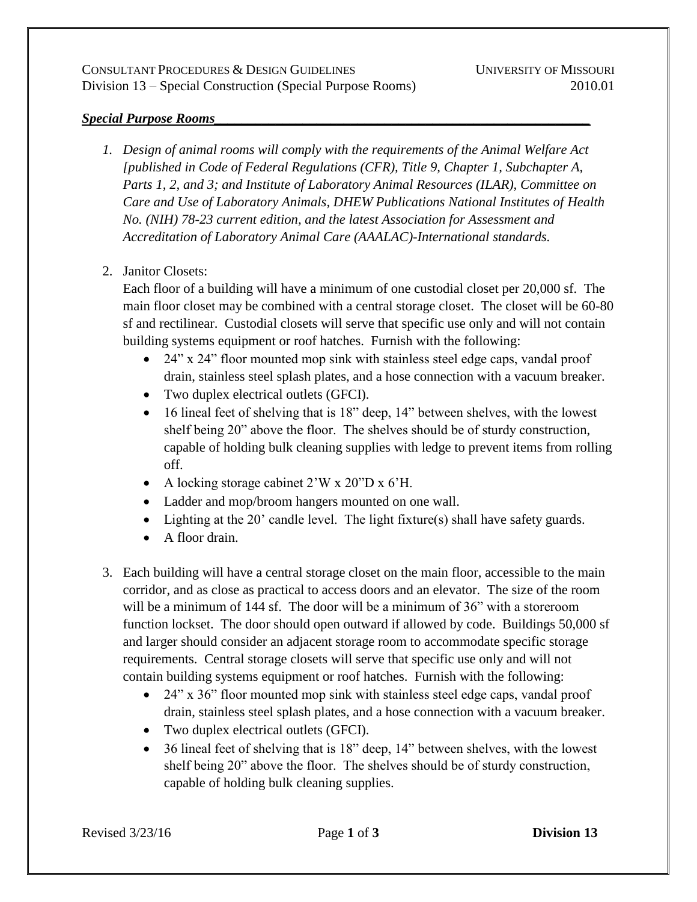## *Special Purpose Rooms*

1. *Design of animal rooms will comply with the requirements of the Animal Welfare Act [published in Code of Federal Regulations (CFR), Title 9, Chapter 1, Subchapter A, Parts 1, 2, and 3; and Institute of Laboratory Animal Resources (ILAR), Committee on Care and Use of Laboratory Animals, DHEW Publications National Institutes of Health No. (NIH) 78-23 current edition, and the latest Association for Assessment and Accreditation of Laboratory Animal Care (AAALAC)-International standards.*

2. Janitor Closets:
   Each floor of a building will have a minimum of one custodial closet per 20,000 sf. The main floor closet may be combined with a central storage closet. The closet will be 60-80 sf and rectilinear. Custodial closets will serve that specific use only and will not contain building systems equipment or roof hatches. Furnish with the following:
   - 24" x 24" floor mounted mop sink with stainless steel edge caps, vandal proof drain, stainless steel splash plates, and a hose connection with a vacuum breaker.
   - Two duplex electrical outlets (GFCI).
   - 16 lineal feet of shelving that is 18" deep, 14" between shelves, with the lowest shelf being 20" above the floor. The shelves should be of sturdy construction, capable of holding bulk cleaning supplies with ledge to prevent items from rolling off.
   - A locking storage cabinet 2'W x 20"D x 6'H.
   - Ladder and mop/broom hangers mounted on one wall.
   - Lighting at the 20' candle level. The light fixture(s) shall have safety guards.
   - A floor drain.

3. Each building will have a central storage closet on the main floor, accessible to the main corridor, and as close as practical to access doors and an elevator. The size of the room will be a minimum of 144 sf. The door will be a minimum of 36" with a storeroom function lockset. The door should open outward if allowed by code. Buildings 50,000 sf and larger should consider an adjacent storage room to accommodate specific storage requirements. Central storage closets will serve that specific use only and will not contain building systems equipment or roof hatches. Furnish with the following:
   - 24" x 36" floor mounted mop sink with stainless steel edge caps, vandal proof drain, stainless steel splash plates, and a hose connection with a vacuum breaker.
   - Two duplex electrical outlets (GFCI).
   - 36 lineal feet of shelving that is 18" deep, 14" between shelves, with the lowest shelf being 20" above the floor. The shelves should be of sturdy construction, capable of holding bulk cleaning supplies.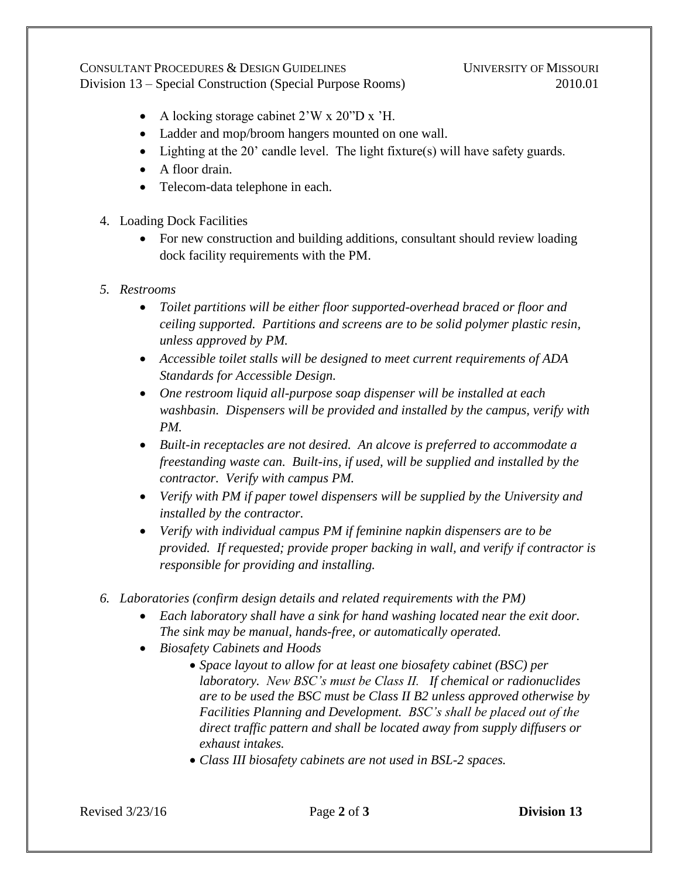- A locking storage cabinet 2’W x 20”D x ’H.
- Ladder and mop/broom hangers mounted on one wall.
- Lighting at the 20’ candle level. The light fixture(s) will have safety guards.
- A floor drain.
- Telecom-data telephone in each.

4. Loading Dock Facilities
   - For new construction and building additions, consultant should review loading dock facility requirements with the PM.

5. *Restrooms*
   - *Toilet partitions will be either floor supported-overhead braced or floor and ceiling supported. Partitions and screens are to be solid polymer plastic resin, unless approved by PM.*
   - *Accessible toilet stalls will be designed to meet current requirements of ADA Standards for Accessible Design.*
   - *One restroom liquid all-purpose soap dispenser will be installed at each washbasin. Dispensers will be provided and installed by the campus, verify with PM.*
   - *Built-in receptacles are not desired. An alcove is preferred to accommodate a freestanding waste can. Built-ins, if used, will be supplied and installed by the contractor. Verify with campus PM.*
   - *Verify with PM if paper towel dispensers will be supplied by the University and installed by the contractor.*
   - *Verify with individual campus PM if feminine napkin dispensers are to be provided. If requested; provide proper backing in wall, and verify if contractor is responsible for providing and installing.*

6. *Laboratories (confirm design details and related requirements with the PM)*
   - *Each laboratory shall have a sink for hand washing located near the exit door. The sink may be manual, hands-free, or automatically operated.*
   - *Biosafety Cabinets and Hoods*
     - *Space layout to allow for at least one biosafety cabinet (BSC) per laboratory. New BSC’s must be Class II. If chemical or radionuclides are to be used the BSC must be Class II B2 unless approved otherwise by Facilities Planning and Development. BSC’s shall be placed out of the direct traffic pattern and shall be located away from supply diffusers or exhaust intakes.*
     - *Class III biosafety cabinets are not used in BSL-2 spaces.*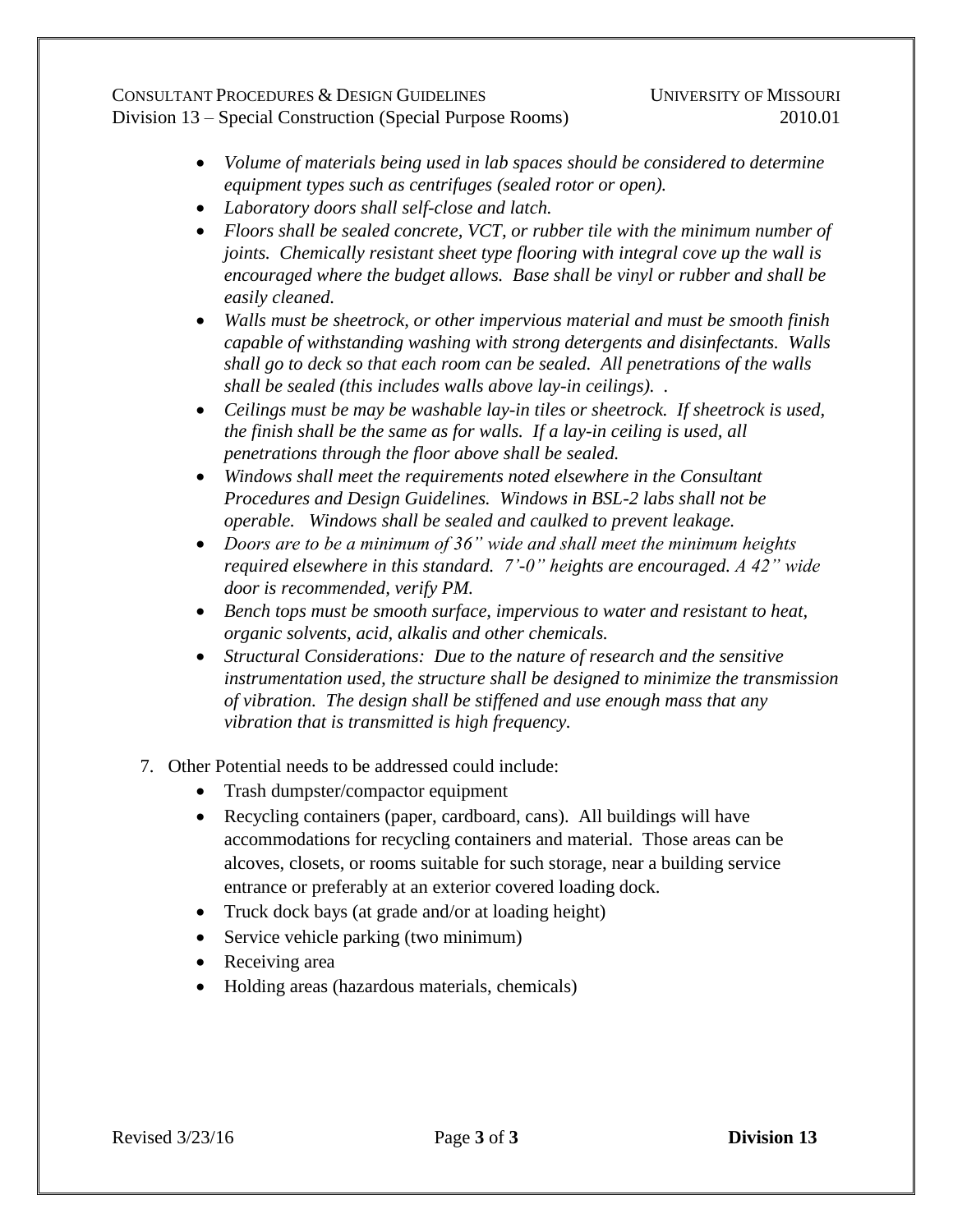- *Volume of materials being used in lab spaces should be considered to determine equipment types such as centrifuges (sealed rotor or open).*
- *Laboratory doors shall self-close and latch.*
- *Floors shall be sealed concrete, VCT, or rubber tile with the minimum number of joints. Chemically resistant sheet type flooring with integral cove up the wall is encouraged where the budget allows. Base shall be vinyl or rubber and shall be easily cleaned.*
- *Walls must be sheetrock, or other impervious material and must be smooth finish capable of withstanding washing with strong detergents and disinfectants. Walls shall go to deck so that each room can be sealed. All penetrations of the walls shall be sealed (this includes walls above lay-in ceilings). .*
- *Ceilings must be may be washable lay-in tiles or sheetrock. If sheetrock is used, the finish shall be the same as for walls. If a lay-in ceiling is used, all penetrations through the floor above shall be sealed.*
- *Windows shall meet the requirements noted elsewhere in the Consultant Procedures and Design Guidelines. Windows in BSL-2 labs shall not be operable. Windows shall be sealed and caulked to prevent leakage.*
- *Doors are to be a minimum of 36" wide and shall meet the minimum heights required elsewhere in this standard. 7'-0" heights are encouraged. A 42" wide door is recommended, verify PM.*
- *Bench tops must be smooth surface, impervious to water and resistant to heat, organic solvents, acid, alkalis and other chemicals.*
- *Structural Considerations: Due to the nature of research and the sensitive instrumentation used, the structure shall be designed to minimize the transmission of vibration. The design shall be stiffened and use enough mass that any vibration that is transmitted is high frequency.*

7. Other Potential needs to be addressed could include:
   - Trash dumpster/compactor equipment
   - Recycling containers (paper, cardboard, cans). All buildings will have accommodations for recycling containers and material. Those areas can be alcoves, closets, or rooms suitable for such storage, near a building service entrance or preferably at an exterior covered loading dock.
   - Truck dock bays (at grade and/or at loading height)
   - Service vehicle parking (two minimum)
   - Receiving area
   - Holding areas (hazardous materials, chemicals)